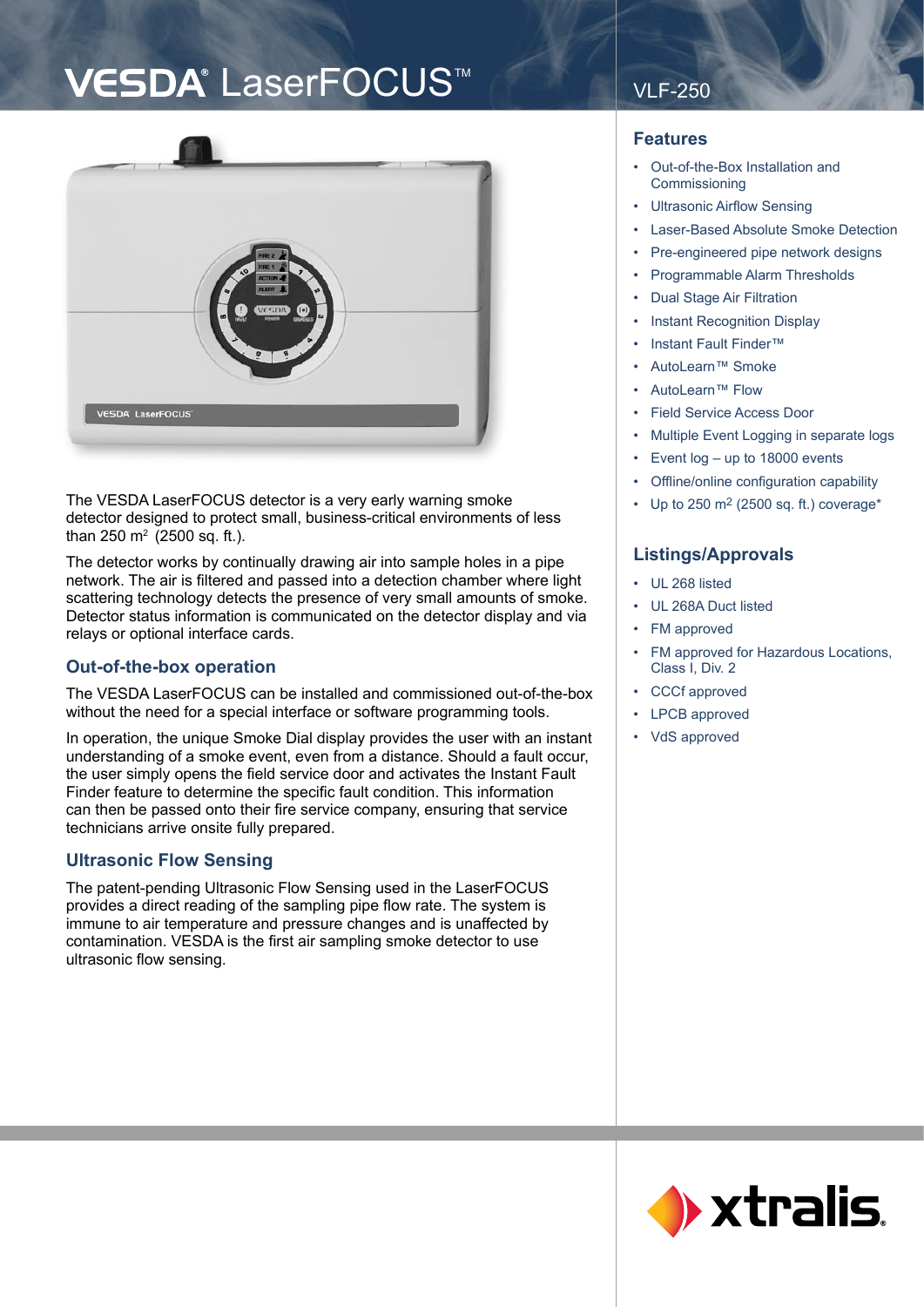# VESDA® LaserFOCUS™

VLF-250

The VESDA LaserFOCUS detector is a very early warning smoke detector designed to protect small, business-critical environments of less than 250 m² (2500 sq. ft.).

The detector works by continually drawing air into sample holes in a pipe network. The air is filtered and passed into a detection chamber where light scattering technology detects the presence of very small amounts of smoke. Detector status information is communicated on the detector display and via relays or optional interface cards.

## Out-of-the-box operation

The VESDA LaserFOCUS can be installed and commissioned out-of-the-box without the need for a special interface or software programming tools.

In operation, the unique Smoke Dial display provides the user with an instant understanding of a smoke event, even from a distance. Should a fault occur, the user simply opens the field service door and activates the Instant Fault Finder feature to determine the specific fault condition. This information can then be passed onto their fire service company, ensuring that service technicians arrive onsite fully prepared.

## Ultrasonic Flow Sensing

The patent-pending Ultrasonic Flow Sensing used in the LaserFOCUS provides a direct reading of the sampling pipe flow rate. The system is immune to air temperature and pressure changes and is unaffected by contamination. VESDA is the first air sampling smoke detector to use ultrasonic flow sensing.

## Features

- Out-of-the-Box Installation and Commissioning
- Ultrasonic Airflow Sensing
- Laser-Based Absolute Smoke Detection
- Pre-engineered pipe network designs
- Programmable Alarm Thresholds
- Dual Stage Air Filtration
- Instant Recognition Display
- Instant Fault Finder™
- AutoLearn™ Smoke
- AutoLearn™ Flow
- Field Service Access Door
- Multiple Event Logging in separate logs
- Event log – up to 18000 events
- Offline/online configuration capability
- Up to 250 m² (2500 sq. ft.) coverage*

## Listings/Approvals

- UL 268 listed
- UL 268A Duct listed
- FM approved
- FM approved for Hazardous Locations, Class I, Div. 2
- CCCf approved
- LPCB approved
- VdS approved

xtralis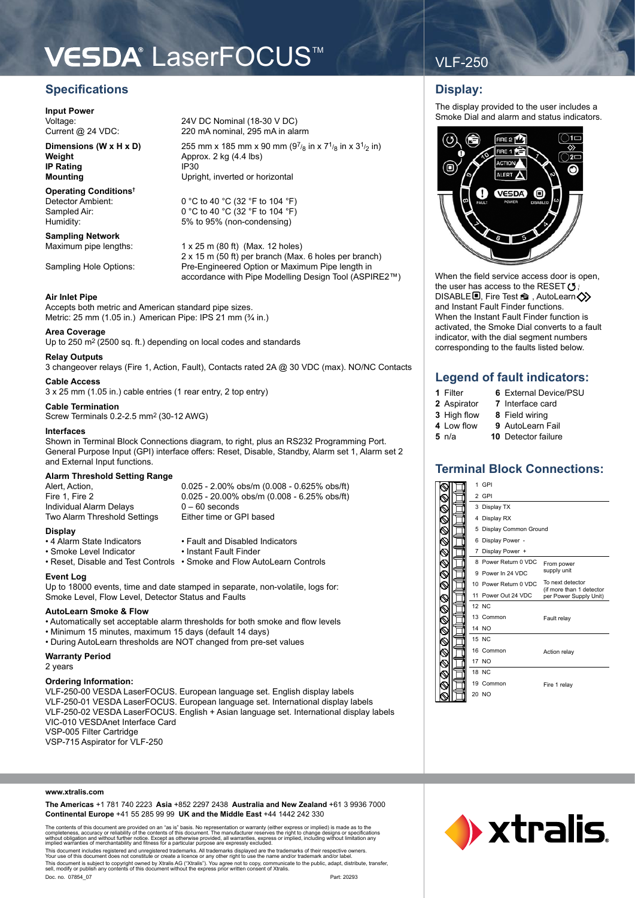# VESDA® LaserFOCUS™

VLF-250

## Specifications

**Input Power**

| | |
|---|---|
| Voltage: | 24V DC Nominal (18-30 V DC) |
| Current @ 24 VDC: | 220 mA nominal, 295 mA in alarm |
| **Dimensions (W x H x D)** | 255 mm x 185 mm x 90 mm ($9^7/_8$ in x $7^1/_8$ in x $3^1/_2$ in) |
| **Weight** | Approx. 2 kg (4.4 lbs) |
| **IP Rating** | IP30 |
| **Mounting** | Upright, inverted or horizontal |

**Operating Conditions†**

| | |
|---|---|
| Detector Ambient: | 0 °C to 40 °C (32 °F to 104 °F) |
| Sampled Air: | 0 °C to 40 °C (32 °F to 104 °F) |
| Humidity: | 5% to 95% (non-condensing) |

**Sampling Network**

| | |
|---|---|
| Maximum pipe lengths: | 1 x 25 m (80 ft) (Max. 12 holes)<br>2 x 15 m (50 ft) per branch (Max. 6 holes per branch) |
| Sampling Hole Options: | Pre-Engineered Option or Maximum Pipe length in accordance with Pipe Modelling Design Tool (ASPIRE2™) |

**Air Inlet Pipe**
Accepts both metric and American standard pipe sizes.
Metric: 25 mm (1.05 in.) American Pipe: IPS 21 mm (¾ in.)

**Area Coverage**
Up to 250 m² (2500 sq. ft.) depending on local codes and standards

**Relay Outputs**
3 changeover relays (Fire 1, Action, Fault), Contacts rated 2A @ 30 VDC (max). NO/NC Contacts

**Cable Access**
3 x 25 mm (1.05 in.) cable entries (1 rear entry, 2 top entry)

**Cable Termination**
Screw Terminals 0.2-2.5 mm² (30-12 AWG)

**Interfaces**
Shown in Terminal Block Connections diagram, to right, plus an RS232 Programming Port.
General Purpose Input (GPI) interface offers: Reset, Disable, Standby, Alarm set 1, Alarm set 2 and External Input functions.

**Alarm Threshold Setting Range**

| | |
|---|---|
| Alert, Action, | 0.025 - 2.00% obs/m (0.008 - 0.625% obs/ft) |
| Fire 1, Fire 2 | 0.025 - 20.00% obs/m (0.008 - 6.25% obs/ft) |
| Individual Alarm Delays | 0 – 60 seconds |
| Two Alarm Threshold Settings | Either time or GPI based |

**Display**
- 4 Alarm State Indicators
- Smoke Level Indicator
- Reset, Disable and Test Controls
- Fault and Disabled Indicators
- Instant Fault Finder
- Smoke and Flow AutoLearn Controls

**Event Log**
Up to 18000 events, time and date stamped in separate, non-volatile, logs for: Smoke Level, Flow Level, Detector Status and Faults

**AutoLearn Smoke & Flow**
- Automatically set acceptable alarm thresholds for both smoke and flow levels
- Minimum 15 minutes, maximum 15 days (default 14 days)
- During AutoLearn thresholds are NOT changed from pre-set values

**Warranty Period**
2 years

**Ordering Information:**
VLF-250-00 VESDA LaserFOCUS. European language set. English display labels
VLF-250-01 VESDA LaserFOCUS. European language set. International display labels
VLF-250-02 VESDA LaserFOCUS. English + Asian language set. International display labels
VIC-010 VESDAnet Interface Card
VSP-005 Filter Cartridge
VSP-715 Aspirator for VLF-250

## Display:

The display provided to the user includes a Smoke Dial and alarm and status indicators.

When the field service access door is open, the user has access to the RESET, DISABLE, Fire Test, AutoLearn and Instant Fault Finder functions.
When the Instant Fault Finder function is activated, the Smoke Dial converts to a fault indicator, with the dial segment numbers corresponding to the faults listed below.

## Legend of fault indicators:

| | |
|---|---|
| **1** Filter | **6** External Device/PSU |
| **2** Aspirator | **7** Interface card |
| **3** High flow | **8** Field wiring |
| **4** Low flow | **9** AutoLearn Fail |
| **5** n/a | **10** Detector failure |

## Terminal Block Connections:

| Terminal | Function | Notes |
|---|---|---|
| 1 | GPI | |
| 2 | GPI | |
| 3 | Display TX | |
| 4 | Display RX | |
| 5 | Display Common Ground | |
| 6 | Display Power - | |
| 7 | Display Power + | |
| 8 | Power Return 0 VDC | From power supply unit |
| 9 | Power In 24 VDC | |
| 10 | Power Return 0 VDC | To next detector (if more than 1 detector per Power Supply Unit) |
| 11 | Power Out 24 VDC | |
| 12 | NC | Fault relay |
| 13 | Common | |
| 14 | NO | |
| 15 | NC | Action relay |
| 16 | Common | |
| 17 | NO | |
| 18 | NC | Fire 1 relay |
| 19 | Common | |
| 20 | NO | |

**www.xtralis.com**

**The Americas** +1 781 740 2223 **Asia** +852 2297 2438 **Australia and New Zealand** +61 3 9936 7000
**Continental Europe** +41 55 285 99 99 **UK and the Middle East** +44 1442 242 330

The contents of this document are provided on an "as is" basis. No representation or warranty (either express or implied) is made as to the completeness, accuracy or reliability of the contents of this document. The manufacturer reserves the right to change designs or specifications without obligation and without further notice. Except as otherwise provided, all warranties, express or implied, including without limitation any implied warranties of merchantability and fitness for a particular purpose are expressly excluded.
This document includes registered and unregistered trademarks. All trademarks displayed are the trademarks of their respective owners.
Your use of this document does not constitute or create a licence or any other right to use the name and/or trademark and/or label.
This document is subject to copyright owned by Xtralis AG ("Xtralis"). You agree not to copy, communicate to the public, adapt, distribute, transfer, sell, modify or publish any contents of this document without the express prior written consent of Xtralis.

Doc. no. 07854_07 Part: 20293

xtralis